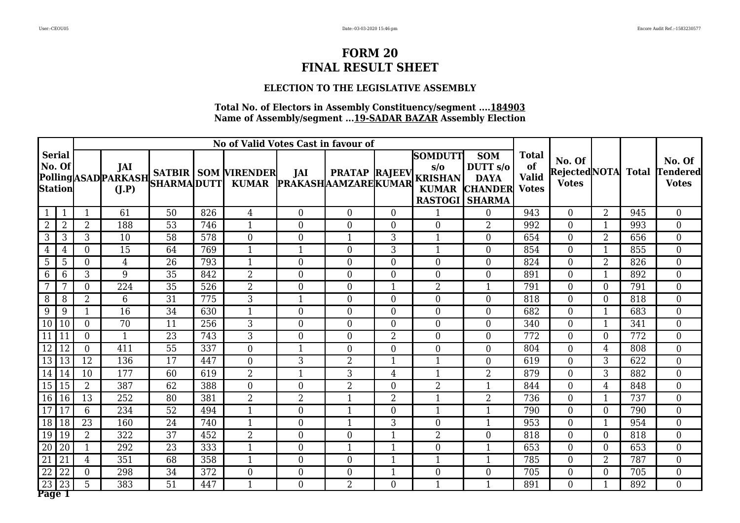# FORM 20
# FINAL RESULT SHEET

### ELECTION TO THE LEGISLATIVE ASSEMBLY

**Total No. of Electors in Assembly Constituency/segment ....184903**
**Name of Assembly/segment ...19-SADAR BAZAR Assembly Election**

| Serial No. Of Polling Station | | No of Valid Votes Cast in favour of | | | | | | | | | | Total of Valid Votes | No. Of Rejected Votes | NOTA | Total | No. Of Tendered Votes |
|---|---|---|---|---|---|---|---|---|---|---|---|---|---|---|---|---|
| | | ASAD | JAI PARKASH (J.P) | SATBIR SHARMA | SOM DUTT | VIRENDER KUMAR | JAI PRAKASH | PRATAP AAMZARE | RAJEEV KUMAR | SOMDUTT s/o KRISHAN KUMAR RASTOGI | SOM DUTT s/o DAYA CHANDER SHARMA | | | | | |
| 1 | 1 | 1 | 61 | 50 | 826 | 4 | 0 | 0 | 0 | 1 | 0 | 943 | 0 | 2 | 945 | 0 |
| 2 | 2 | 2 | 188 | 53 | 746 | 1 | 0 | 0 | 0 | 0 | 2 | 992 | 0 | 1 | 993 | 0 |
| 3 | 3 | 3 | 10 | 58 | 578 | 0 | 0 | 1 | 3 | 1 | 0 | 654 | 0 | 2 | 656 | 0 |
| 4 | 4 | 0 | 15 | 64 | 769 | 1 | 1 | 0 | 3 | 1 | 0 | 854 | 0 | 1 | 855 | 0 |
| 5 | 5 | 0 | 4 | 26 | 793 | 1 | 0 | 0 | 0 | 0 | 0 | 824 | 0 | 2 | 826 | 0 |
| 6 | 6 | 3 | 9 | 35 | 842 | 2 | 0 | 0 | 0 | 0 | 0 | 891 | 0 | 1 | 892 | 0 |
| 7 | 7 | 0 | 224 | 35 | 526 | 2 | 0 | 0 | 1 | 2 | 1 | 791 | 0 | 0 | 791 | 0 |
| 8 | 8 | 2 | 6 | 31 | 775 | 3 | 1 | 0 | 0 | 0 | 0 | 818 | 0 | 0 | 818 | 0 |
| 9 | 9 | 1 | 16 | 34 | 630 | 1 | 0 | 0 | 0 | 0 | 0 | 682 | 0 | 1 | 683 | 0 |
| 10 | 10 | 0 | 70 | 11 | 256 | 3 | 0 | 0 | 0 | 0 | 0 | 340 | 0 | 1 | 341 | 0 |
| 11 | 11 | 0 | 1 | 23 | 743 | 3 | 0 | 0 | 2 | 0 | 0 | 772 | 0 | 0 | 772 | 0 |
| 12 | 12 | 0 | 411 | 55 | 337 | 0 | 1 | 0 | 0 | 0 | 0 | 804 | 0 | 4 | 808 | 0 |
| 13 | 13 | 12 | 136 | 17 | 447 | 0 | 3 | 2 | 1 | 1 | 0 | 619 | 0 | 3 | 622 | 0 |
| 14 | 14 | 10 | 177 | 60 | 619 | 2 | 1 | 3 | 4 | 1 | 2 | 879 | 0 | 3 | 882 | 0 |
| 15 | 15 | 2 | 387 | 62 | 388 | 0 | 0 | 2 | 0 | 2 | 1 | 844 | 0 | 4 | 848 | 0 |
| 16 | 16 | 13 | 252 | 80 | 381 | 2 | 2 | 1 | 2 | 1 | 2 | 736 | 0 | 1 | 737 | 0 |
| 17 | 17 | 6 | 234 | 52 | 494 | 1 | 0 | 1 | 0 | 1 | 1 | 790 | 0 | 0 | 790 | 0 |
| 18 | 18 | 23 | 160 | 24 | 740 | 1 | 0 | 1 | 3 | 0 | 1 | 953 | 0 | 1 | 954 | 0 |
| 19 | 19 | 2 | 322 | 37 | 452 | 2 | 0 | 0 | 1 | 2 | 0 | 818 | 0 | 0 | 818 | 0 |
| 20 | 20 | 1 | 292 | 23 | 333 | 1 | 0 | 1 | 1 | 0 | 1 | 653 | 0 | 0 | 653 | 0 |
| 21 | 21 | 4 | 351 | 68 | 358 | 1 | 0 | 0 | 1 | 1 | 1 | 785 | 0 | 2 | 787 | 0 |
| 22 | 22 | 0 | 298 | 34 | 372 | 0 | 0 | 0 | 1 | 0 | 0 | 705 | 0 | 0 | 705 | 0 |
| 23 | 23 | 5 | 383 | 51 | 447 | 1 | 0 | 2 | 0 | 1 | 1 | 891 | 0 | 1 | 892 | 0 |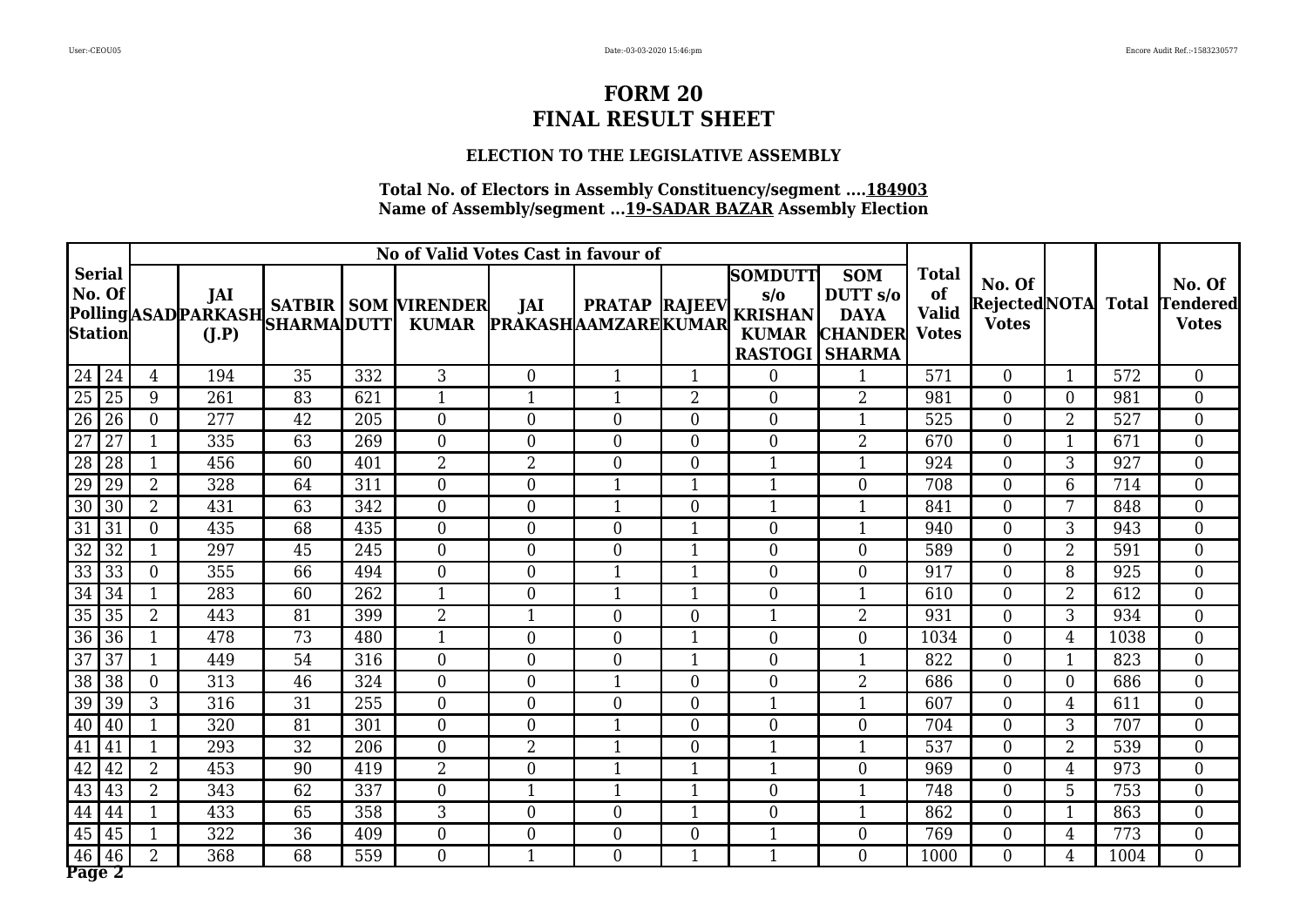# FORM 20
# FINAL RESULT SHEET

### ELECTION TO THE LEGISLATIVE ASSEMBLY

**Total No. of Electors in Assembly Constituency/segment ....184903**
**Name of Assembly/segment ...19-SADAR BAZAR Assembly Election**

| Serial No. Of Polling Station | | No of Valid Votes Cast in favour of | | | | | | | | | | Total of Valid Votes | No. Of Rejected Votes | NOTA | Total | No. Of Tendered Votes |
|---|---|---|---|---|---|---|---|---|---|---|---|---|---|---|---|---|
| | | ASAD | JAI PARKASH (J.P) | SATBIR SHARMA | SOM DUTT | VIRENDER KUMAR | JAI PRAKASH | PRATAP AAMZARE | RAJEEV KUMAR | SOMDUTT s/o KRISHAN KUMAR RASTOGI | SOM DUTT s/o DAYA CHANDER SHARMA | | | | | |
| 24 | 24 | 4 | 194 | 35 | 332 | 3 | 0 | 1 | 1 | 0 | 1 | 571 | 0 | 1 | 572 | 0 |
| 25 | 25 | 9 | 261 | 83 | 621 | 1 | 1 | 1 | 2 | 0 | 2 | 981 | 0 | 0 | 981 | 0 |
| 26 | 26 | 0 | 277 | 42 | 205 | 0 | 0 | 0 | 0 | 0 | 1 | 525 | 0 | 2 | 527 | 0 |
| 27 | 27 | 1 | 335 | 63 | 269 | 0 | 0 | 0 | 0 | 0 | 2 | 670 | 0 | 1 | 671 | 0 |
| 28 | 28 | 1 | 456 | 60 | 401 | 2 | 2 | 0 | 0 | 1 | 1 | 924 | 0 | 3 | 927 | 0 |
| 29 | 29 | 2 | 328 | 64 | 311 | 0 | 0 | 1 | 1 | 1 | 0 | 708 | 0 | 6 | 714 | 0 |
| 30 | 30 | 2 | 431 | 63 | 342 | 0 | 0 | 1 | 0 | 1 | 1 | 841 | 0 | 7 | 848 | 0 |
| 31 | 31 | 0 | 435 | 68 | 435 | 0 | 0 | 0 | 1 | 0 | 1 | 940 | 0 | 3 | 943 | 0 |
| 32 | 32 | 1 | 297 | 45 | 245 | 0 | 0 | 0 | 1 | 0 | 0 | 589 | 0 | 2 | 591 | 0 |
| 33 | 33 | 0 | 355 | 66 | 494 | 0 | 0 | 1 | 1 | 0 | 0 | 917 | 0 | 8 | 925 | 0 |
| 34 | 34 | 1 | 283 | 60 | 262 | 1 | 0 | 1 | 1 | 0 | 1 | 610 | 0 | 2 | 612 | 0 |
| 35 | 35 | 2 | 443 | 81 | 399 | 2 | 1 | 0 | 0 | 1 | 2 | 931 | 0 | 3 | 934 | 0 |
| 36 | 36 | 1 | 478 | 73 | 480 | 1 | 0 | 0 | 1 | 0 | 0 | 1034 | 0 | 4 | 1038 | 0 |
| 37 | 37 | 1 | 449 | 54 | 316 | 0 | 0 | 0 | 1 | 0 | 1 | 822 | 0 | 1 | 823 | 0 |
| 38 | 38 | 0 | 313 | 46 | 324 | 0 | 0 | 1 | 0 | 0 | 2 | 686 | 0 | 0 | 686 | 0 |
| 39 | 39 | 3 | 316 | 31 | 255 | 0 | 0 | 0 | 0 | 1 | 1 | 607 | 0 | 4 | 611 | 0 |
| 40 | 40 | 1 | 320 | 81 | 301 | 0 | 0 | 1 | 0 | 0 | 0 | 704 | 0 | 3 | 707 | 0 |
| 41 | 41 | 1 | 293 | 32 | 206 | 0 | 2 | 1 | 0 | 1 | 1 | 537 | 0 | 2 | 539 | 0 |
| 42 | 42 | 2 | 453 | 90 | 419 | 2 | 0 | 1 | 1 | 1 | 0 | 969 | 0 | 4 | 973 | 0 |
| 43 | 43 | 2 | 343 | 62 | 337 | 0 | 1 | 1 | 1 | 0 | 1 | 748 | 0 | 5 | 753 | 0 |
| 44 | 44 | 1 | 433 | 65 | 358 | 3 | 0 | 0 | 1 | 0 | 1 | 862 | 0 | 1 | 863 | 0 |
| 45 | 45 | 1 | 322 | 36 | 409 | 0 | 0 | 0 | 0 | 1 | 0 | 769 | 0 | 4 | 773 | 0 |
| 46 | 46 | 2 | 368 | 68 | 559 | 0 | 1 | 0 | 1 | 1 | 0 | 1000 | 0 | 4 | 1004 | 0 |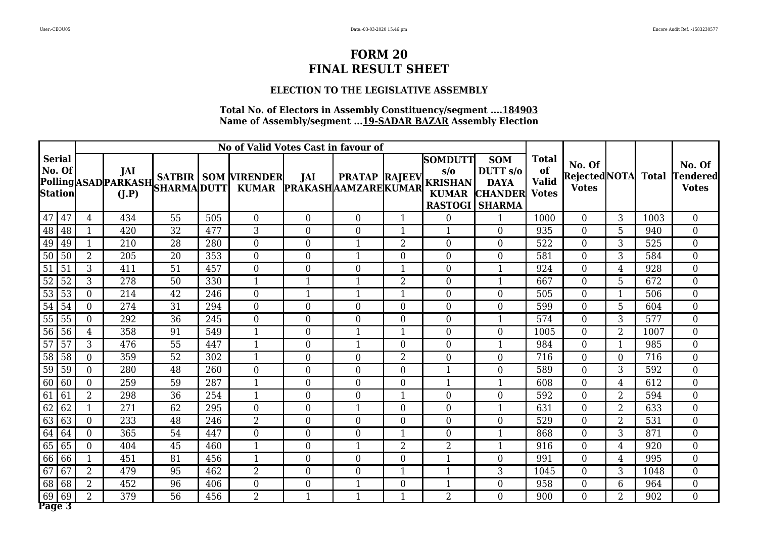# FORM 20
# FINAL RESULT SHEET

### ELECTION TO THE LEGISLATIVE ASSEMBLY

**Total No. of Electors in Assembly Constituency/segment ....184903**
**Name of Assembly/segment ...19-SADAR BAZAR Assembly Election**

| Serial No. Of Polling Station | | No of Valid Votes Cast in favour of | | | | | | | | | | Total of Valid Votes | No. Of Rejected Votes | NOTA | Total | No. Of Tendered Votes |
|---|---|---|---|---|---|---|---|---|---|---|---|---|---|---|---|---|
| | | ASAD | JAI PARKASH (J.P) | SATBIR SHARMA | SOM DUTT | VIRENDER KUMAR | JAI PRAKASH | PRATAP AAMZARE | RAJEEV KUMAR | SOMDUTT s/o KRISHAN KUMAR RASTOGI | SOM DUTT s/o DAYA CHANDER SHARMA | | | | | |
| 47 | 47 | 4 | 434 | 55 | 505 | 0 | 0 | 0 | 1 | 0 | 1 | 1000 | 0 | 3 | 1003 | 0 |
| 48 | 48 | 1 | 420 | 32 | 477 | 3 | 0 | 0 | 1 | 1 | 0 | 935 | 0 | 5 | 940 | 0 |
| 49 | 49 | 1 | 210 | 28 | 280 | 0 | 0 | 1 | 2 | 0 | 0 | 522 | 0 | 3 | 525 | 0 |
| 50 | 50 | 2 | 205 | 20 | 353 | 0 | 0 | 1 | 0 | 0 | 0 | 581 | 0 | 3 | 584 | 0 |
| 51 | 51 | 3 | 411 | 51 | 457 | 0 | 0 | 0 | 1 | 0 | 1 | 924 | 0 | 4 | 928 | 0 |
| 52 | 52 | 3 | 278 | 50 | 330 | 1 | 1 | 1 | 2 | 0 | 1 | 667 | 0 | 5 | 672 | 0 |
| 53 | 53 | 0 | 214 | 42 | 246 | 0 | 1 | 1 | 1 | 0 | 0 | 505 | 0 | 1 | 506 | 0 |
| 54 | 54 | 0 | 274 | 31 | 294 | 0 | 0 | 0 | 0 | 0 | 0 | 599 | 0 | 5 | 604 | 0 |
| 55 | 55 | 0 | 292 | 36 | 245 | 0 | 0 | 0 | 0 | 0 | 1 | 574 | 0 | 3 | 577 | 0 |
| 56 | 56 | 4 | 358 | 91 | 549 | 1 | 0 | 1 | 1 | 0 | 0 | 1005 | 0 | 2 | 1007 | 0 |
| 57 | 57 | 3 | 476 | 55 | 447 | 1 | 0 | 1 | 0 | 0 | 1 | 984 | 0 | 1 | 985 | 0 |
| 58 | 58 | 0 | 359 | 52 | 302 | 1 | 0 | 0 | 2 | 0 | 0 | 716 | 0 | 0 | 716 | 0 |
| 59 | 59 | 0 | 280 | 48 | 260 | 0 | 0 | 0 | 0 | 1 | 0 | 589 | 0 | 3 | 592 | 0 |
| 60 | 60 | 0 | 259 | 59 | 287 | 1 | 0 | 0 | 0 | 1 | 1 | 608 | 0 | 4 | 612 | 0 |
| 61 | 61 | 2 | 298 | 36 | 254 | 1 | 0 | 0 | 1 | 0 | 0 | 592 | 0 | 2 | 594 | 0 |
| 62 | 62 | 1 | 271 | 62 | 295 | 0 | 0 | 1 | 0 | 0 | 1 | 631 | 0 | 2 | 633 | 0 |
| 63 | 63 | 0 | 233 | 48 | 246 | 2 | 0 | 0 | 0 | 0 | 0 | 529 | 0 | 2 | 531 | 0 |
| 64 | 64 | 0 | 365 | 54 | 447 | 0 | 0 | 0 | 1 | 0 | 1 | 868 | 0 | 3 | 871 | 0 |
| 65 | 65 | 0 | 404 | 45 | 460 | 1 | 0 | 1 | 2 | 2 | 1 | 916 | 0 | 4 | 920 | 0 |
| 66 | 66 | 1 | 451 | 81 | 456 | 1 | 0 | 0 | 0 | 1 | 0 | 991 | 0 | 4 | 995 | 0 |
| 67 | 67 | 2 | 479 | 95 | 462 | 2 | 0 | 0 | 1 | 1 | 3 | 1045 | 0 | 3 | 1048 | 0 |
| 68 | 68 | 2 | 452 | 96 | 406 | 0 | 0 | 1 | 0 | 1 | 0 | 958 | 0 | 6 | 964 | 0 |
| 69 | 69 | 2 | 379 | 56 | 456 | 2 | 1 | 1 | 1 | 2 | 0 | 900 | 0 | 2 | 902 | 0 |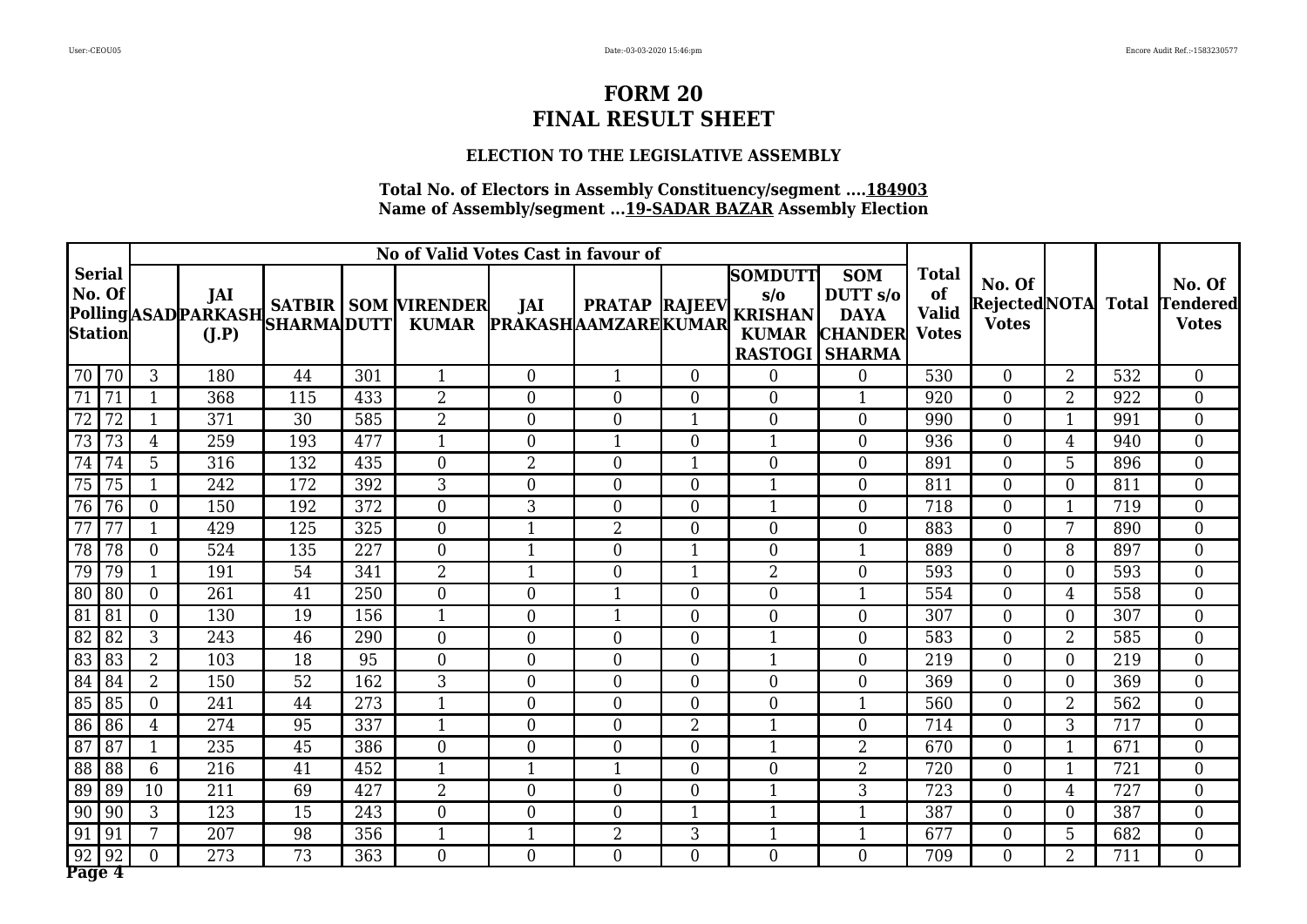# FORM 20
# FINAL RESULT SHEET

### ELECTION TO THE LEGISLATIVE ASSEMBLY

**Total No. of Electors in Assembly Constituency/segment ....184903**
**Name of Assembly/segment ...19-SADAR BAZAR Assembly Election**

| Serial No. Of Polling Station | | No of Valid Votes Cast in favour of | | | | | | | | | | Total of Valid Votes | No. Of Rejected Votes | NOTA | Total | No. Of Tendered Votes |
|---|---|---|---|---|---|---|---|---|---|---|---|---|---|---|---|---|
| | | ASAD | JAI PARKASH (J.P) | SATBIR SHARMA | SOM DUTT | VIRENDER KUMAR | JAI PRAKASH | PRATAP AAMZARE | RAJEEV KUMAR | SOMDUTT s/o KRISHAN KUMAR RASTOGI | SOM DUTT s/o DAYA CHANDER SHARMA | | | | | |
| 70 | 70 | 3 | 180 | 44 | 301 | 1 | 0 | 1 | 0 | 0 | 0 | 530 | 0 | 2 | 532 | 0 |
| 71 | 71 | 1 | 368 | 115 | 433 | 2 | 0 | 0 | 0 | 0 | 1 | 920 | 0 | 2 | 922 | 0 |
| 72 | 72 | 1 | 371 | 30 | 585 | 2 | 0 | 0 | 1 | 0 | 0 | 990 | 0 | 1 | 991 | 0 |
| 73 | 73 | 4 | 259 | 193 | 477 | 1 | 0 | 1 | 0 | 1 | 0 | 936 | 0 | 4 | 940 | 0 |
| 74 | 74 | 5 | 316 | 132 | 435 | 0 | 2 | 0 | 1 | 0 | 0 | 891 | 0 | 5 | 896 | 0 |
| 75 | 75 | 1 | 242 | 172 | 392 | 3 | 0 | 0 | 0 | 1 | 0 | 811 | 0 | 0 | 811 | 0 |
| 76 | 76 | 0 | 150 | 192 | 372 | 0 | 3 | 0 | 0 | 1 | 0 | 718 | 0 | 1 | 719 | 0 |
| 77 | 77 | 1 | 429 | 125 | 325 | 0 | 1 | 2 | 0 | 0 | 0 | 883 | 0 | 7 | 890 | 0 |
| 78 | 78 | 0 | 524 | 135 | 227 | 0 | 1 | 0 | 1 | 0 | 1 | 889 | 0 | 8 | 897 | 0 |
| 79 | 79 | 1 | 191 | 54 | 341 | 2 | 1 | 0 | 1 | 2 | 0 | 593 | 0 | 0 | 593 | 0 |
| 80 | 80 | 0 | 261 | 41 | 250 | 0 | 0 | 1 | 0 | 0 | 1 | 554 | 0 | 4 | 558 | 0 |
| 81 | 81 | 0 | 130 | 19 | 156 | 1 | 0 | 1 | 0 | 0 | 0 | 307 | 0 | 0 | 307 | 0 |
| 82 | 82 | 3 | 243 | 46 | 290 | 0 | 0 | 0 | 0 | 1 | 0 | 583 | 0 | 2 | 585 | 0 |
| 83 | 83 | 2 | 103 | 18 | 95 | 0 | 0 | 0 | 0 | 1 | 0 | 219 | 0 | 0 | 219 | 0 |
| 84 | 84 | 2 | 150 | 52 | 162 | 3 | 0 | 0 | 0 | 0 | 0 | 369 | 0 | 0 | 369 | 0 |
| 85 | 85 | 0 | 241 | 44 | 273 | 1 | 0 | 0 | 0 | 0 | 1 | 560 | 0 | 2 | 562 | 0 |
| 86 | 86 | 4 | 274 | 95 | 337 | 1 | 0 | 0 | 2 | 1 | 0 | 714 | 0 | 3 | 717 | 0 |
| 87 | 87 | 1 | 235 | 45 | 386 | 0 | 0 | 0 | 0 | 1 | 2 | 670 | 0 | 1 | 671 | 0 |
| 88 | 88 | 6 | 216 | 41 | 452 | 1 | 1 | 1 | 0 | 0 | 2 | 720 | 0 | 1 | 721 | 0 |
| 89 | 89 | 10 | 211 | 69 | 427 | 2 | 0 | 0 | 0 | 1 | 3 | 723 | 0 | 4 | 727 | 0 |
| 90 | 90 | 3 | 123 | 15 | 243 | 0 | 0 | 0 | 1 | 1 | 1 | 387 | 0 | 0 | 387 | 0 |
| 91 | 91 | 7 | 207 | 98 | 356 | 1 | 1 | 2 | 3 | 1 | 1 | 677 | 0 | 5 | 682 | 0 |
| 92 | 92 | 0 | 273 | 73 | 363 | 0 | 0 | 0 | 0 | 0 | 0 | 709 | 0 | 2 | 711 | 0 |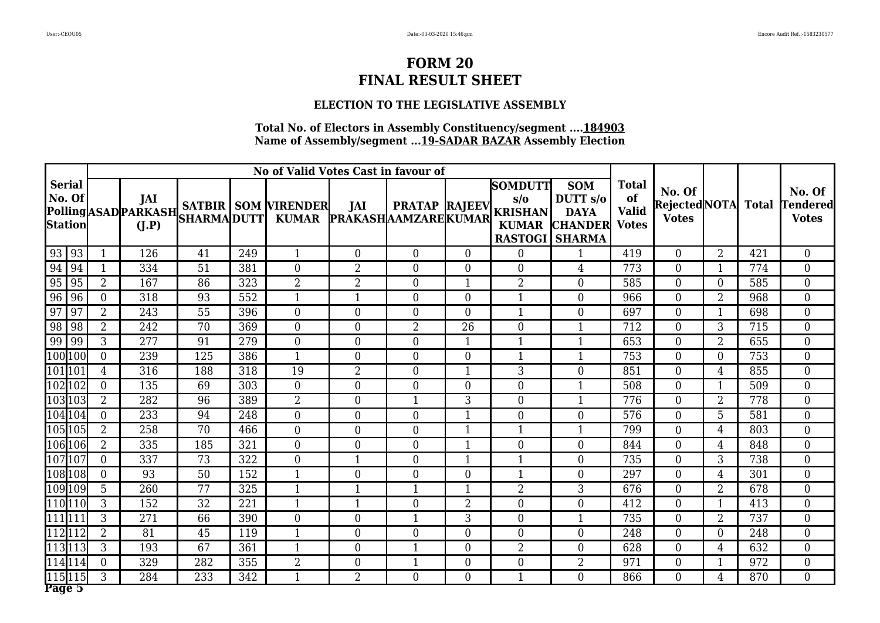# FORM 20
# FINAL RESULT SHEET

### ELECTION TO THE LEGISLATIVE ASSEMBLY

**Total No. of Electors in Assembly Constituency/segment ....184903**
**Name of Assembly/segment ...19-SADAR BAZAR Assembly Election**

| Serial No. Of Polling Station | | No of Valid Votes Cast in favour of | | | | | | | | | | Total of Valid Votes | No. Of Rejected Votes | NOTA | Total | No. Of Tendered Votes |
|---|---|---|---|---|---|---|---|---|---|---|---|---|---|---|---|---|
| | | ASAD | JAI PARKASH (J.P) | SATBIR SHARMA | SOM DUTT | VIRENDER KUMAR | JAI PRAKASH | PRATAP AAMZARE | RAJEEV KUMAR | SOMDUTT s/o KRISHAN KUMAR RASTOGI | SOM DUTT s/o DAYA CHANDER SHARMA | | | | | |
| 93 | 93 | 1 | 126 | 41 | 249 | 1 | 0 | 0 | 0 | 0 | 1 | 419 | 0 | 2 | 421 | 0 |
| 94 | 94 | 1 | 334 | 51 | 381 | 0 | 2 | 0 | 0 | 0 | 4 | 773 | 0 | 1 | 774 | 0 |
| 95 | 95 | 2 | 167 | 86 | 323 | 2 | 2 | 0 | 1 | 2 | 0 | 585 | 0 | 0 | 585 | 0 |
| 96 | 96 | 0 | 318 | 93 | 552 | 1 | 1 | 0 | 0 | 1 | 0 | 966 | 0 | 2 | 968 | 0 |
| 97 | 97 | 2 | 243 | 55 | 396 | 0 | 0 | 0 | 0 | 1 | 0 | 697 | 0 | 1 | 698 | 0 |
| 98 | 98 | 2 | 242 | 70 | 369 | 0 | 0 | 2 | 26 | 0 | 1 | 712 | 0 | 3 | 715 | 0 |
| 99 | 99 | 3 | 277 | 91 | 279 | 0 | 0 | 0 | 1 | 1 | 1 | 653 | 0 | 2 | 655 | 0 |
| 100 | 100 | 0 | 239 | 125 | 386 | 1 | 0 | 0 | 0 | 1 | 1 | 753 | 0 | 0 | 753 | 0 |
| 101 | 101 | 4 | 316 | 188 | 318 | 19 | 2 | 0 | 1 | 3 | 0 | 851 | 0 | 4 | 855 | 0 |
| 102 | 102 | 0 | 135 | 69 | 303 | 0 | 0 | 0 | 0 | 0 | 1 | 508 | 0 | 1 | 509 | 0 |
| 103 | 103 | 2 | 282 | 96 | 389 | 2 | 0 | 1 | 3 | 0 | 1 | 776 | 0 | 2 | 778 | 0 |
| 104 | 104 | 0 | 233 | 94 | 248 | 0 | 0 | 0 | 1 | 0 | 0 | 576 | 0 | 5 | 581 | 0 |
| 105 | 105 | 2 | 258 | 70 | 466 | 0 | 0 | 0 | 1 | 1 | 1 | 799 | 0 | 4 | 803 | 0 |
| 106 | 106 | 2 | 335 | 185 | 321 | 0 | 0 | 0 | 1 | 0 | 0 | 844 | 0 | 4 | 848 | 0 |
| 107 | 107 | 0 | 337 | 73 | 322 | 0 | 1 | 0 | 1 | 1 | 0 | 735 | 0 | 3 | 738 | 0 |
| 108 | 108 | 0 | 93 | 50 | 152 | 1 | 0 | 0 | 0 | 1 | 0 | 297 | 0 | 4 | 301 | 0 |
| 109 | 109 | 5 | 260 | 77 | 325 | 1 | 1 | 1 | 1 | 2 | 3 | 676 | 0 | 2 | 678 | 0 |
| 110 | 110 | 3 | 152 | 32 | 221 | 1 | 1 | 0 | 2 | 0 | 0 | 412 | 0 | 1 | 413 | 0 |
| 111 | 111 | 3 | 271 | 66 | 390 | 0 | 0 | 1 | 3 | 0 | 1 | 735 | 0 | 2 | 737 | 0 |
| 112 | 112 | 2 | 81 | 45 | 119 | 1 | 0 | 0 | 0 | 0 | 0 | 248 | 0 | 0 | 248 | 0 |
| 113 | 113 | 3 | 193 | 67 | 361 | 1 | 0 | 1 | 0 | 2 | 0 | 628 | 0 | 4 | 632 | 0 |
| 114 | 114 | 0 | 329 | 282 | 355 | 2 | 0 | 1 | 0 | 0 | 2 | 971 | 0 | 1 | 972 | 0 |
| 115 | 115 | 3 | 284 | 233 | 342 | 1 | 2 | 0 | 0 | 1 | 0 | 866 | 0 | 4 | 870 | 0 |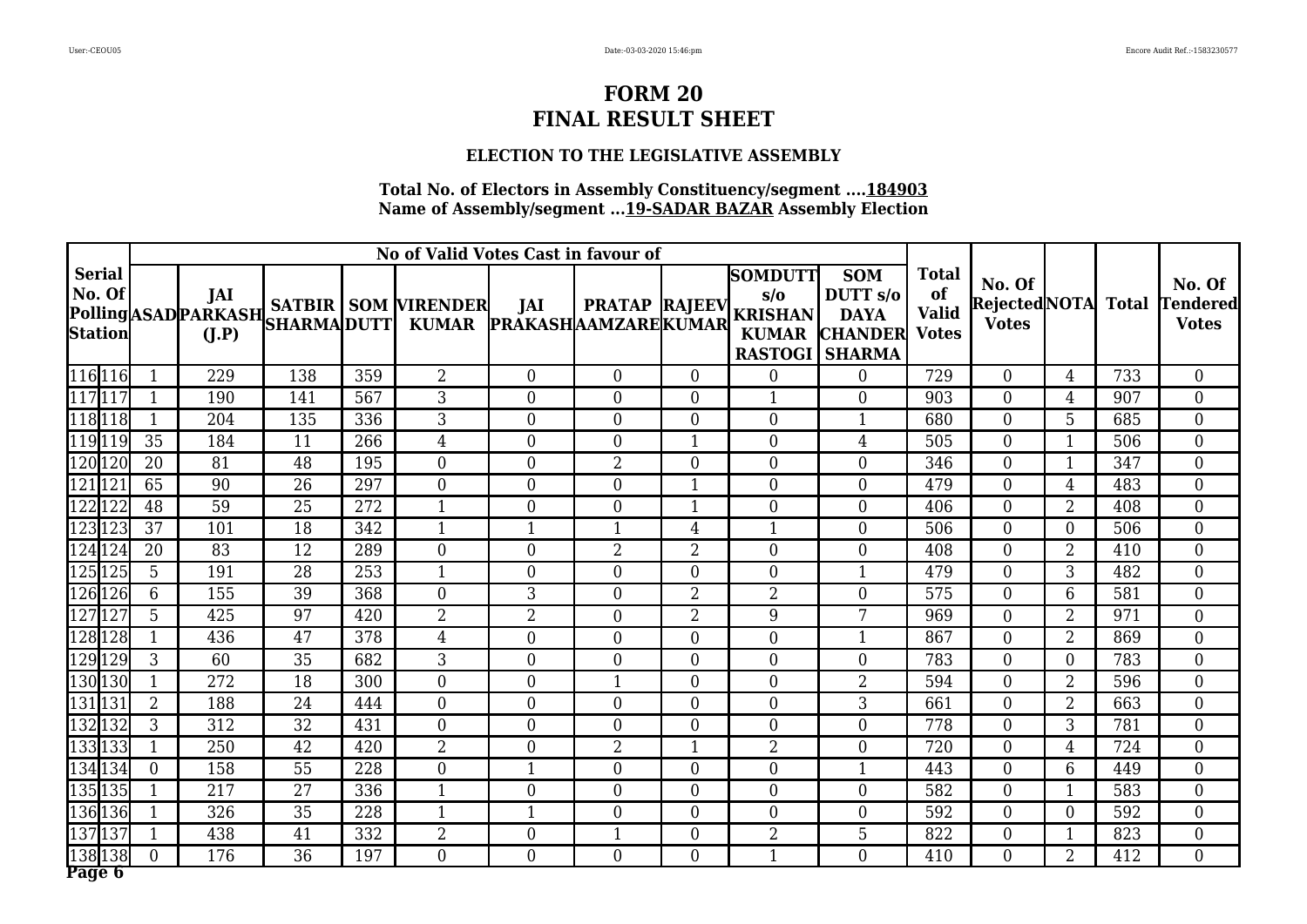# FORM 20
# FINAL RESULT SHEET

### ELECTION TO THE LEGISLATIVE ASSEMBLY

**Total No. of Electors in Assembly Constituency/segment ....184903**
**Name of Assembly/segment ...19-SADAR BAZAR Assembly Election**

| Serial No. Of Polling Station | | No of Valid Votes Cast in favour of | | | | | | | | | | Total of Valid Votes | No. Of Rejected Votes | NOTA | Total | No. Of Tendered Votes |
|---|---|---|---|---|---|---|---|---|---|---|---|---|---|---|---|---|
| | | ASAD | JAI PARKASH (J.P) | SATBIR SHARMA | SOM DUTT | VIRENDER KUMAR | JAI PRAKASH | PRATAP AAMZARE | RAJEEV KUMAR | SOMDUTT s/o KRISHAN KUMAR RASTOGI | SOM DUTT s/o DAYA CHANDER SHARMA | | | | | |
| 116 | 116 | 1 | 229 | 138 | 359 | 2 | 0 | 0 | 0 | 0 | 0 | 729 | 0 | 4 | 733 | 0 |
| 117 | 117 | 1 | 190 | 141 | 567 | 3 | 0 | 0 | 0 | 1 | 0 | 903 | 0 | 4 | 907 | 0 |
| 118 | 118 | 1 | 204 | 135 | 336 | 3 | 0 | 0 | 0 | 0 | 1 | 680 | 0 | 5 | 685 | 0 |
| 119 | 119 | 35 | 184 | 11 | 266 | 4 | 0 | 0 | 1 | 0 | 4 | 505 | 0 | 1 | 506 | 0 |
| 120 | 120 | 20 | 81 | 48 | 195 | 0 | 0 | 2 | 0 | 0 | 0 | 346 | 0 | 1 | 347 | 0 |
| 121 | 121 | 65 | 90 | 26 | 297 | 0 | 0 | 0 | 1 | 0 | 0 | 479 | 0 | 4 | 483 | 0 |
| 122 | 122 | 48 | 59 | 25 | 272 | 1 | 0 | 0 | 1 | 0 | 0 | 406 | 0 | 2 | 408 | 0 |
| 123 | 123 | 37 | 101 | 18 | 342 | 1 | 1 | 1 | 4 | 1 | 0 | 506 | 0 | 0 | 506 | 0 |
| 124 | 124 | 20 | 83 | 12 | 289 | 0 | 0 | 2 | 2 | 0 | 0 | 408 | 0 | 2 | 410 | 0 |
| 125 | 125 | 5 | 191 | 28 | 253 | 1 | 0 | 0 | 0 | 0 | 1 | 479 | 0 | 3 | 482 | 0 |
| 126 | 126 | 6 | 155 | 39 | 368 | 0 | 3 | 0 | 2 | 2 | 0 | 575 | 0 | 6 | 581 | 0 |
| 127 | 127 | 5 | 425 | 97 | 420 | 2 | 2 | 0 | 2 | 9 | 7 | 969 | 0 | 2 | 971 | 0 |
| 128 | 128 | 1 | 436 | 47 | 378 | 4 | 0 | 0 | 0 | 0 | 1 | 867 | 0 | 2 | 869 | 0 |
| 129 | 129 | 3 | 60 | 35 | 682 | 3 | 0 | 0 | 0 | 0 | 0 | 783 | 0 | 0 | 783 | 0 |
| 130 | 130 | 1 | 272 | 18 | 300 | 0 | 0 | 1 | 0 | 0 | 2 | 594 | 0 | 2 | 596 | 0 |
| 131 | 131 | 2 | 188 | 24 | 444 | 0 | 0 | 0 | 0 | 0 | 3 | 661 | 0 | 2 | 663 | 0 |
| 132 | 132 | 3 | 312 | 32 | 431 | 0 | 0 | 0 | 0 | 0 | 0 | 778 | 0 | 3 | 781 | 0 |
| 133 | 133 | 1 | 250 | 42 | 420 | 2 | 0 | 2 | 1 | 2 | 0 | 720 | 0 | 4 | 724 | 0 |
| 134 | 134 | 0 | 158 | 55 | 228 | 0 | 1 | 0 | 0 | 0 | 1 | 443 | 0 | 6 | 449 | 0 |
| 135 | 135 | 1 | 217 | 27 | 336 | 1 | 0 | 0 | 0 | 0 | 0 | 582 | 0 | 1 | 583 | 0 |
| 136 | 136 | 1 | 326 | 35 | 228 | 1 | 1 | 0 | 0 | 0 | 0 | 592 | 0 | 0 | 592 | 0 |
| 137 | 137 | 1 | 438 | 41 | 332 | 2 | 0 | 1 | 0 | 2 | 5 | 822 | 0 | 1 | 823 | 0 |
| 138 | 138 | 0 | 176 | 36 | 197 | 0 | 0 | 0 | 0 | 1 | 0 | 410 | 0 | 2 | 412 | 0 |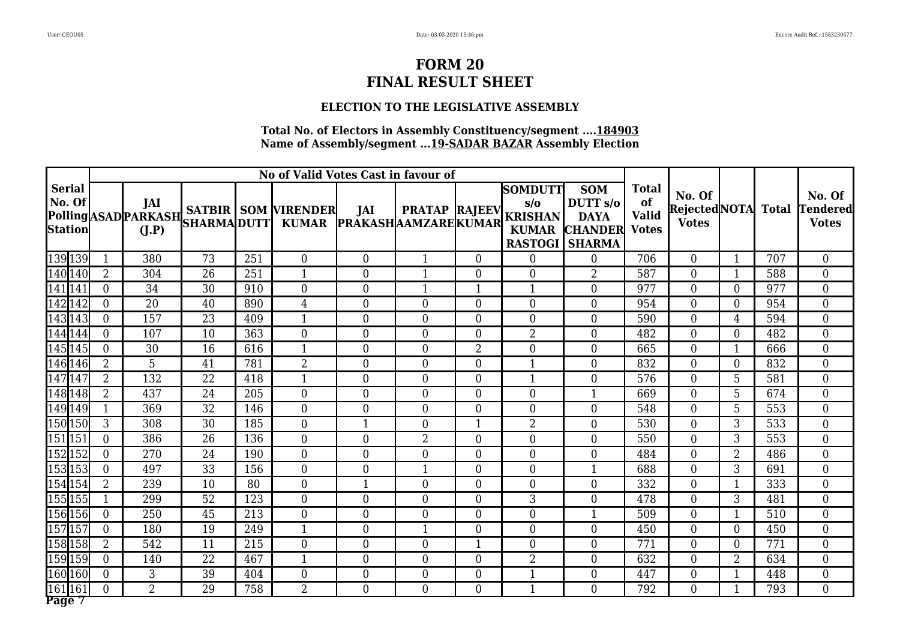# FORM 20
# FINAL RESULT SHEET

### ELECTION TO THE LEGISLATIVE ASSEMBLY

**Total No. of Electors in Assembly Constituency/segment ....184903**
**Name of Assembly/segment ...19-SADAR BAZAR Assembly Election**

| Serial No. Of Polling Station | | No of Valid Votes Cast in favour of | | | | | | | | | | Total of Valid Votes | No. Of Rejected Votes | NOTA | Total | No. Of Tendered Votes |
|---|---|---|---|---|---|---|---|---|---|---|---|---|---|---|---|---|
| | | ASAD | JAI PARKASH (J.P) | SATBIR SHARMA | SOM DUTT | VIRENDER KUMAR | JAI PRAKASH | PRATAP AAMZARE | RAJEEV KUMAR | SOMDUTT s/o KRISHAN KUMAR RASTOGI | SOM DUTT s/o DAYA CHANDER SHARMA | | | | | |
| 139 | 139 | 1 | 380 | 73 | 251 | 0 | 0 | 1 | 0 | 0 | 0 | 706 | 0 | 1 | 707 | 0 |
| 140 | 140 | 2 | 304 | 26 | 251 | 1 | 0 | 1 | 0 | 0 | 2 | 587 | 0 | 1 | 588 | 0 |
| 141 | 141 | 0 | 34 | 30 | 910 | 0 | 0 | 1 | 1 | 1 | 0 | 977 | 0 | 0 | 977 | 0 |
| 142 | 142 | 0 | 20 | 40 | 890 | 4 | 0 | 0 | 0 | 0 | 0 | 954 | 0 | 0 | 954 | 0 |
| 143 | 143 | 0 | 157 | 23 | 409 | 1 | 0 | 0 | 0 | 0 | 0 | 590 | 0 | 4 | 594 | 0 |
| 144 | 144 | 0 | 107 | 10 | 363 | 0 | 0 | 0 | 0 | 2 | 0 | 482 | 0 | 0 | 482 | 0 |
| 145 | 145 | 0 | 30 | 16 | 616 | 1 | 0 | 0 | 2 | 0 | 0 | 665 | 0 | 1 | 666 | 0 |
| 146 | 146 | 2 | 5 | 41 | 781 | 2 | 0 | 0 | 0 | 1 | 0 | 832 | 0 | 0 | 832 | 0 |
| 147 | 147 | 2 | 132 | 22 | 418 | 1 | 0 | 0 | 0 | 1 | 0 | 576 | 0 | 5 | 581 | 0 |
| 148 | 148 | 2 | 437 | 24 | 205 | 0 | 0 | 0 | 0 | 0 | 1 | 669 | 0 | 5 | 674 | 0 |
| 149 | 149 | 1 | 369 | 32 | 146 | 0 | 0 | 0 | 0 | 0 | 0 | 548 | 0 | 5 | 553 | 0 |
| 150 | 150 | 3 | 308 | 30 | 185 | 0 | 1 | 0 | 1 | 2 | 0 | 530 | 0 | 3 | 533 | 0 |
| 151 | 151 | 0 | 386 | 26 | 136 | 0 | 0 | 2 | 0 | 0 | 0 | 550 | 0 | 3 | 553 | 0 |
| 152 | 152 | 0 | 270 | 24 | 190 | 0 | 0 | 0 | 0 | 0 | 0 | 484 | 0 | 2 | 486 | 0 |
| 153 | 153 | 0 | 497 | 33 | 156 | 0 | 0 | 1 | 0 | 0 | 1 | 688 | 0 | 3 | 691 | 0 |
| 154 | 154 | 2 | 239 | 10 | 80 | 0 | 1 | 0 | 0 | 0 | 0 | 332 | 0 | 1 | 333 | 0 |
| 155 | 155 | 1 | 299 | 52 | 123 | 0 | 0 | 0 | 0 | 3 | 0 | 478 | 0 | 3 | 481 | 0 |
| 156 | 156 | 0 | 250 | 45 | 213 | 0 | 0 | 0 | 0 | 0 | 1 | 509 | 0 | 1 | 510 | 0 |
| 157 | 157 | 0 | 180 | 19 | 249 | 1 | 0 | 1 | 0 | 0 | 0 | 450 | 0 | 0 | 450 | 0 |
| 158 | 158 | 2 | 542 | 11 | 215 | 0 | 0 | 0 | 1 | 0 | 0 | 771 | 0 | 0 | 771 | 0 |
| 159 | 159 | 0 | 140 | 22 | 467 | 1 | 0 | 0 | 0 | 2 | 0 | 632 | 0 | 2 | 634 | 0 |
| 160 | 160 | 0 | 3 | 39 | 404 | 0 | 0 | 0 | 0 | 1 | 0 | 447 | 0 | 1 | 448 | 0 |
| 161 | 161 | 0 | 2 | 29 | 758 | 2 | 0 | 0 | 0 | 1 | 0 | 792 | 0 | 1 | 793 | 0 |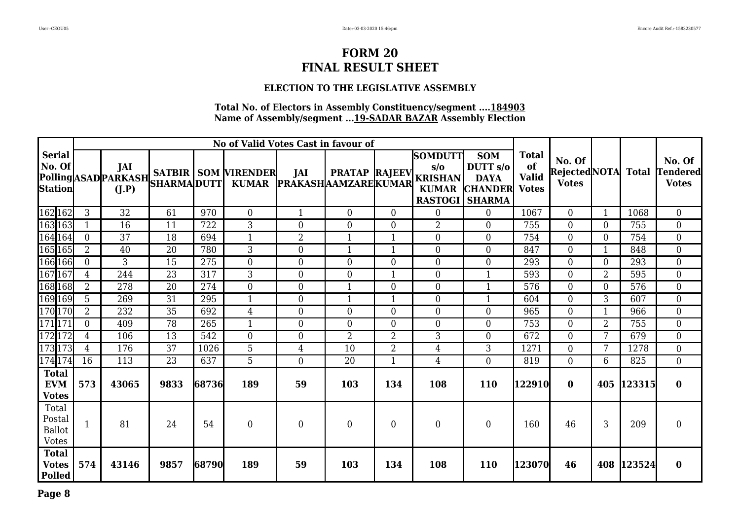# FORM 20
# FINAL RESULT SHEET

### ELECTION TO THE LEGISLATIVE ASSEMBLY

**Total No. of Electors in Assembly Constituency/segment ....184903**
**Name of Assembly/segment ...19-SADAR BAZAR Assembly Election**

| Serial No. Of Polling Station | | No of Valid Votes Cast in favour of | | | | | | | | | | Total of Valid Votes | No. Of Rejected Votes | NOTA | Total | No. Of Tendered Votes |
|---|---|---|---|---|---|---|---|---|---|---|---|---|---|---|---|---|
| | | ASAD | JAI PARKASH (J.P) | SATBIR SHARMA | SOM DUTT | VIRENDER KUMAR | JAI PRAKASH | PRATAP AAMZARE | RAJEEV KUMAR | SOMDUTT s/o KRISHAN KUMAR RASTOGI | SOM DUTT s/o DAYA CHANDER SHARMA | | | | | |
| 162 | 162 | 3 | 32 | 61 | 970 | 0 | 1 | 0 | 0 | 0 | 0 | 1067 | 0 | 1 | 1068 | 0 |
| 163 | 163 | 1 | 16 | 11 | 722 | 3 | 0 | 0 | 0 | 2 | 0 | 755 | 0 | 0 | 755 | 0 |
| 164 | 164 | 0 | 37 | 18 | 694 | 1 | 2 | 1 | 1 | 0 | 0 | 754 | 0 | 0 | 754 | 0 |
| 165 | 165 | 2 | 40 | 20 | 780 | 3 | 0 | 1 | 1 | 0 | 0 | 847 | 0 | 1 | 848 | 0 |
| 166 | 166 | 0 | 3 | 15 | 275 | 0 | 0 | 0 | 0 | 0 | 0 | 293 | 0 | 0 | 293 | 0 |
| 167 | 167 | 4 | 244 | 23 | 317 | 3 | 0 | 0 | 1 | 0 | 1 | 593 | 0 | 2 | 595 | 0 |
| 168 | 168 | 2 | 278 | 20 | 274 | 0 | 0 | 1 | 0 | 0 | 1 | 576 | 0 | 0 | 576 | 0 |
| 169 | 169 | 5 | 269 | 31 | 295 | 1 | 0 | 1 | 1 | 0 | 1 | 604 | 0 | 3 | 607 | 0 |
| 170 | 170 | 2 | 232 | 35 | 692 | 4 | 0 | 0 | 0 | 0 | 0 | 965 | 0 | 1 | 966 | 0 |
| 171 | 171 | 0 | 409 | 78 | 265 | 1 | 0 | 0 | 0 | 0 | 0 | 753 | 0 | 2 | 755 | 0 |
| 172 | 172 | 4 | 106 | 13 | 542 | 0 | 0 | 2 | 2 | 3 | 0 | 672 | 0 | 7 | 679 | 0 |
| 173 | 173 | 4 | 176 | 37 | 1026 | 5 | 4 | 10 | 2 | 4 | 3 | 1271 | 0 | 7 | 1278 | 0 |
| 174 | 174 | 16 | 113 | 23 | 637 | 5 | 0 | 20 | 1 | 4 | 0 | 819 | 0 | 6 | 825 | 0 |
| **Total EVM Votes** | | **573** | **43065** | **9833** | **68736** | **189** | **59** | **103** | **134** | **108** | **110** | **122910** | **0** | **405** | **123315** | **0** |
| Total Postal Ballot Votes | | 1 | 81 | 24 | 54 | 0 | 0 | 0 | 0 | 0 | 0 | 160 | 46 | 3 | 209 | 0 |
| **Total Votes Polled** | | **574** | **43146** | **9857** | **68790** | **189** | **59** | **103** | **134** | **108** | **110** | **123070** | **46** | **408** | **123524** | **0** |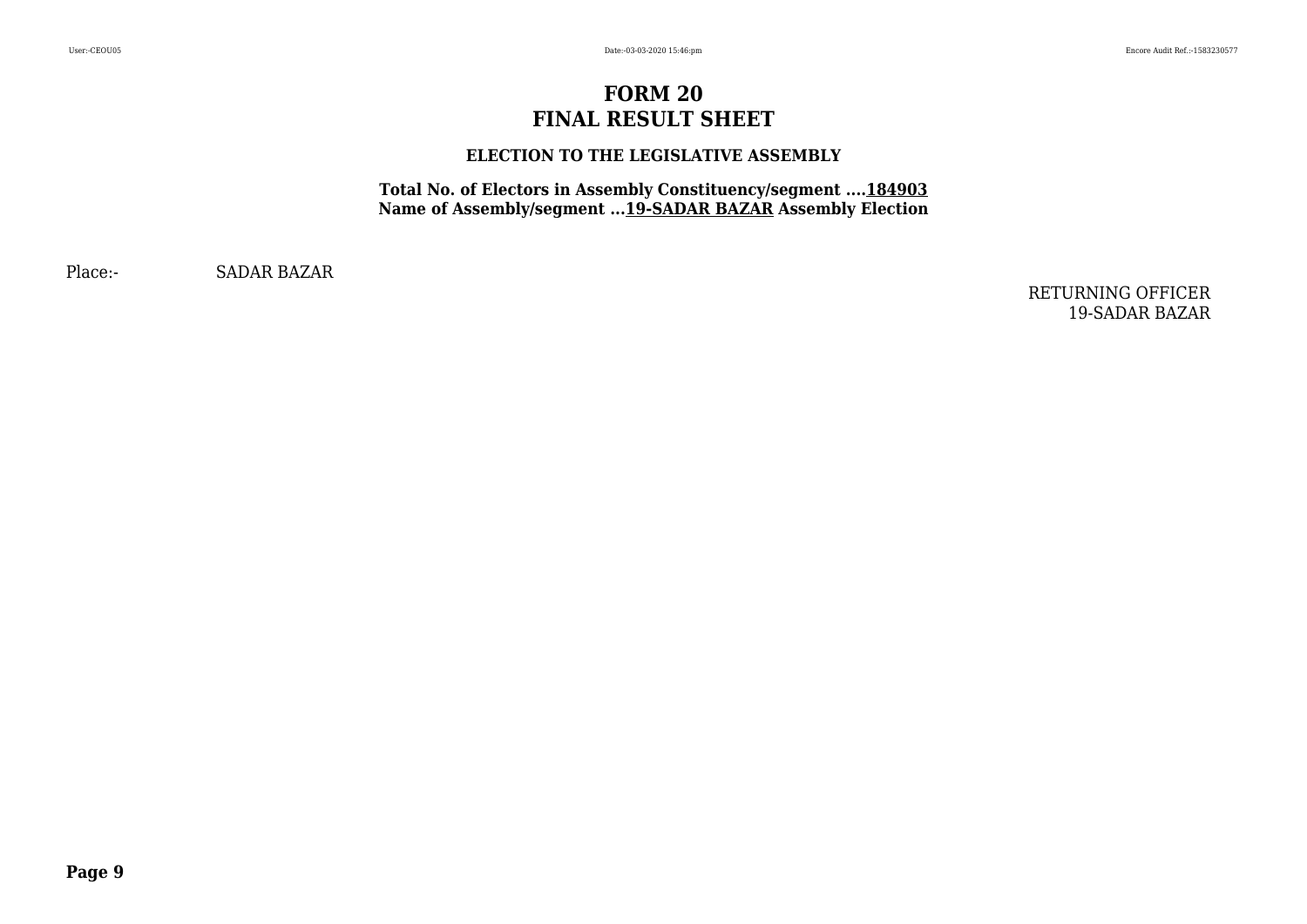# FORM 20
# FINAL RESULT SHEET

### ELECTION TO THE LEGISLATIVE ASSEMBLY

**Total No. of Electors in Assembly Constituency/segment ....184903**
**Name of Assembly/segment ...19-SADAR BAZAR Assembly Election**

Place:- SADAR BAZAR

RETURNING OFFICER
19-SADAR BAZAR